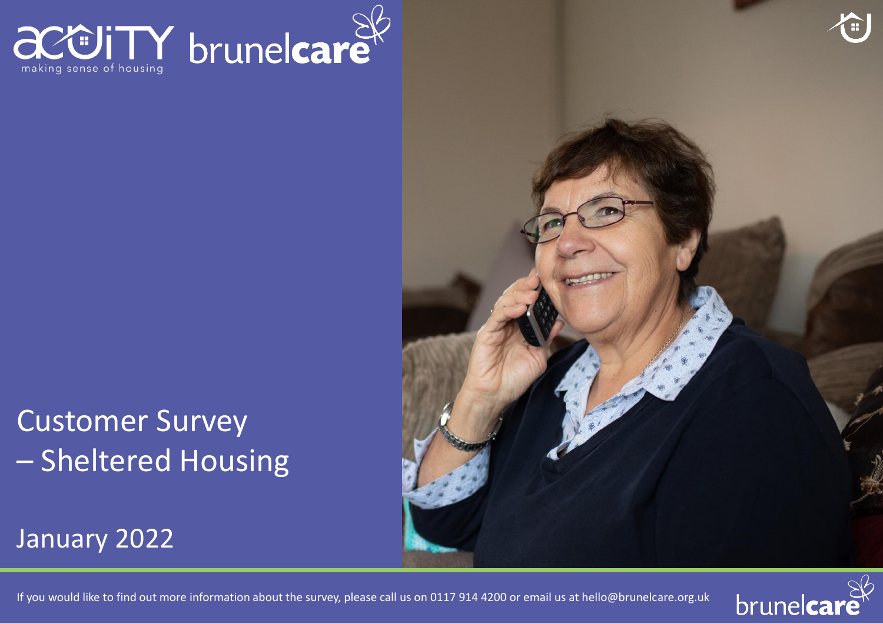acuity making sense of housing brunelcare

# Customer Survey – Sheltered Housing

January 2022

If you would like to find out more information about the survey, please call us on 0117 914 4200 or email us at hello@brunelcare.org.uk

brunelcare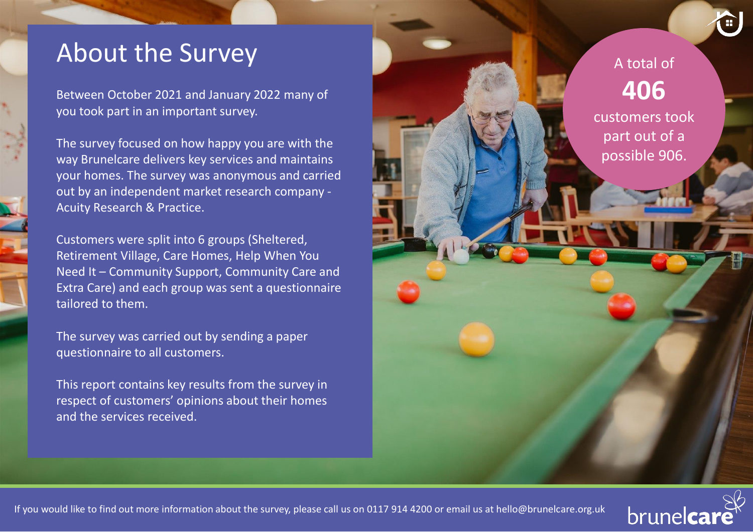# About the Survey

Between October 2021 and January 2022 many of you took part in an important survey.

The survey focused on how happy you are with the way Brunelcare delivers key services and maintains your homes. The survey was anonymous and carried out by an independent market research company - Acuity Research & Practice.

Customers were split into 6 groups (Sheltered, Retirement Village, Care Homes, Help When You Need It – Community Support, Community Care and Extra Care) and each group was sent a questionnaire tailored to them.

The survey was carried out by sending a paper questionnaire to all customers.

This report contains key results from the survey in respect of customers' opinions about their homes and the services received.

A total of **406** customers took part out of a possible 906.

If you would like to find out more information about the survey, please call us on 0117 914 4200 or email us at hello@brunelcare.org.uk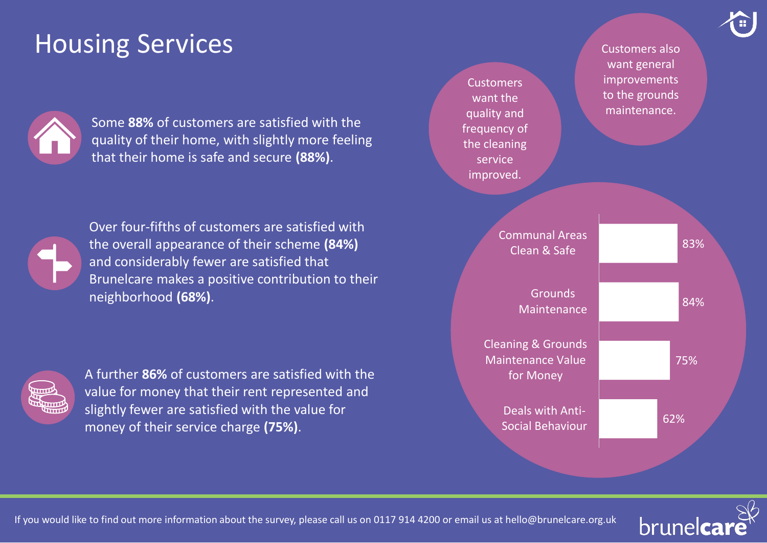# Housing Services

Some **88%** of customers are satisfied with the quality of their home, with slightly more feeling that their home is safe and secure **(88%)**.

Over four-fifths of customers are satisfied with the overall appearance of their scheme **(84%)** and considerably fewer are satisfied that Brunelcare makes a positive contribution to their neighborhood **(68%)**.

A further **86%** of customers are satisfied with the value for money that their rent represented and slightly fewer are satisfied with the value for money of their service charge **(75%)**.

Customers want the quality and frequency of the cleaning service improved.

Customers also want general improvements to the grounds maintenance.

Communal Areas Clean & Safe
83%

Grounds Maintenance
84%

Cleaning & Grounds Maintenance Value for Money
75%

Deals with Anti-Social Behaviour
62%

If you would like to find out more information about the survey, please call us on 0117 914 4200 or email us at hello@brunelcare.org.uk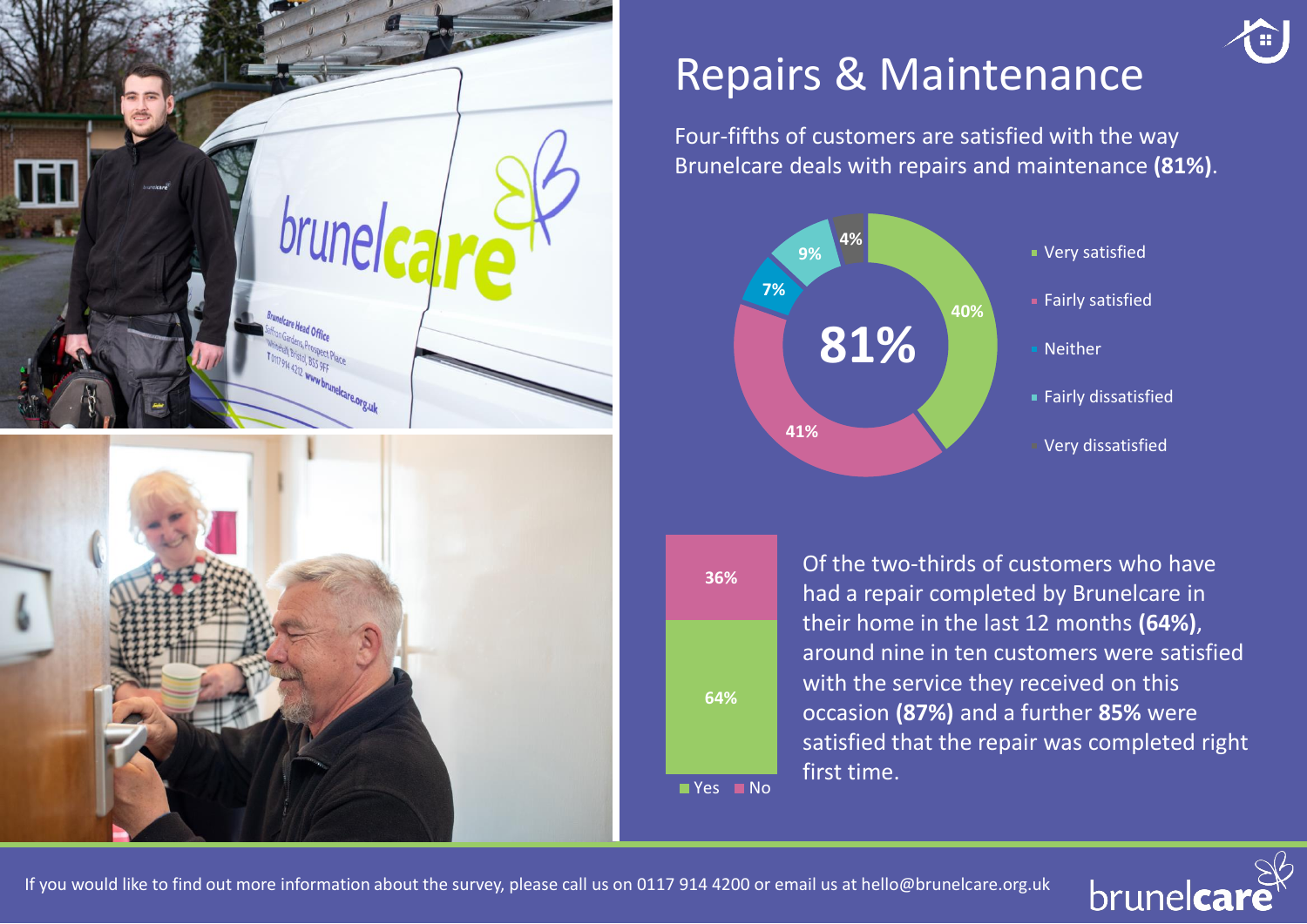# Repairs & Maintenance

Four-fifths of customers are satisfied with the way Brunelcare deals with repairs and maintenance **(81%)**.

81%

40%
41%
7%
9%
4%

Very satisfied
Fairly satisfied
Neither
Fairly dissatisfied
Very dissatisfied

36%
64%

Yes
No

Of the two-thirds of customers who have had a repair completed by Brunelcare in their home in the last 12 months **(64%)**, around nine in ten customers were satisfied with the service they received on this occasion **(87%)** and a further **85%** were satisfied that the repair was completed right first time.

If you would like to find out more information about the survey, please call us on 0117 914 4200 or email us at hello@brunelcare.org.uk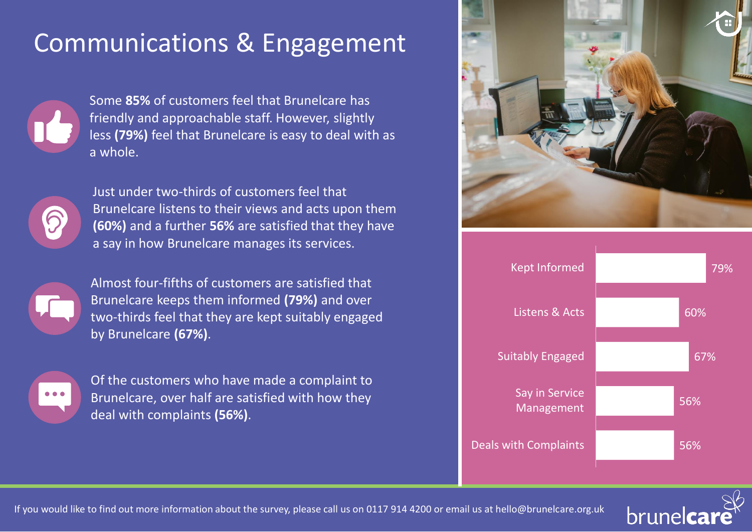# Communications & Engagement

Some **85%** of customers feel that Brunelcare has friendly and approachable staff. However, slightly less **(79%)** feel that Brunelcare is easy to deal with as a whole.

Just under two-thirds of customers feel that Brunelcare listens to their views and acts upon them **(60%)** and a further **56%** are satisfied that they have a say in how Brunelcare manages its services.

Almost four-fifths of customers are satisfied that Brunelcare keeps them informed **(79%)** and over two-thirds feel that they are kept suitably engaged by Brunelcare **(67%)**.

Of the customers who have made a complaint to Brunelcare, over half are satisfied with how they deal with complaints **(56%)**.

Kept Informed 79%
Listens & Acts 60%
Suitably Engaged 67%
Say in Service Management 56%
Deals with Complaints 56%

If you would like to find out more information about the survey, please call us on 0117 914 4200 or email us at hello@brunelcare.org.uk

brunelcare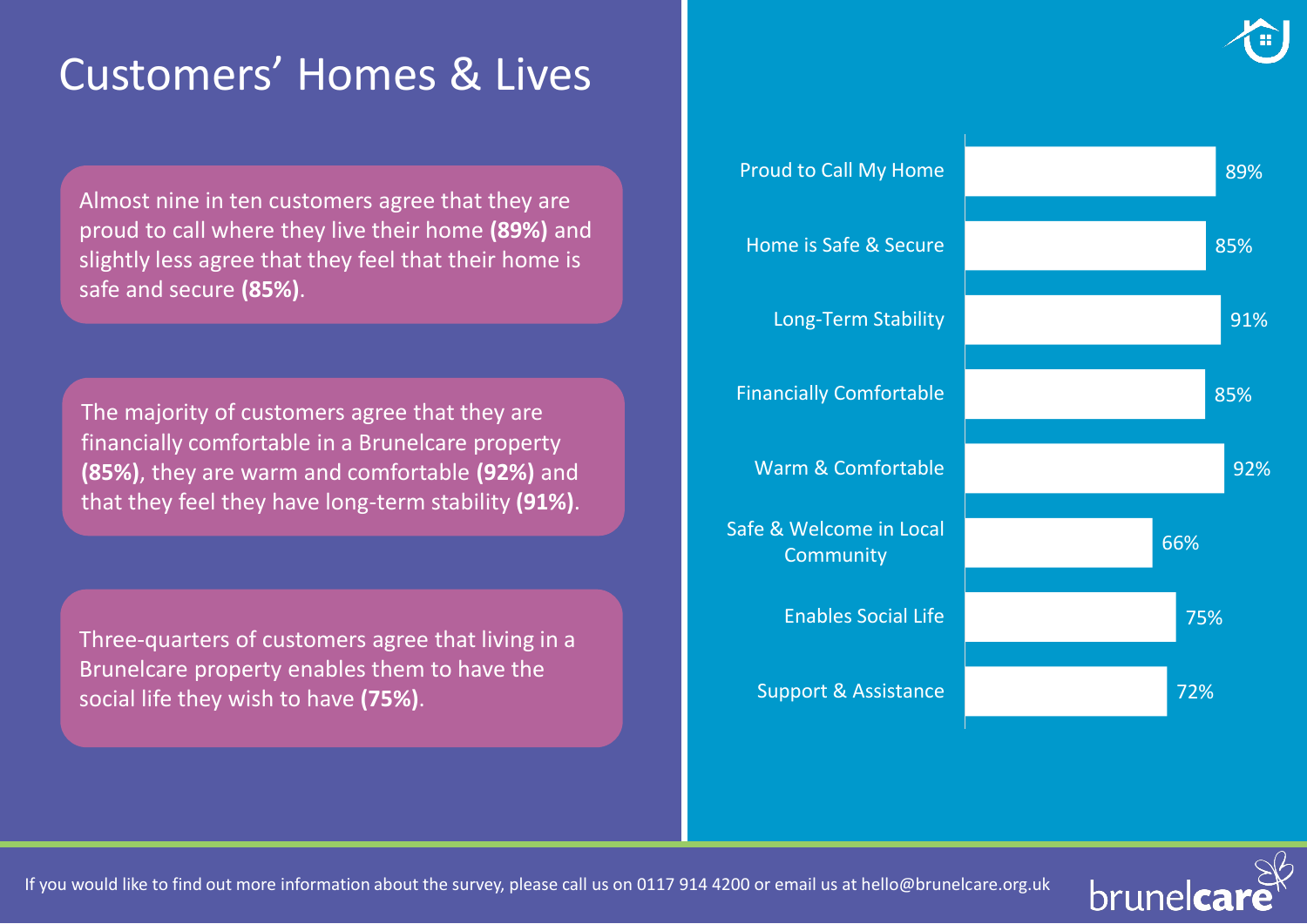# Customers' Homes & Lives

Almost nine in ten customers agree that they are proud to call where they live their home **(89%)** and slightly less agree that they feel that their home is safe and secure **(85%)**.

The majority of customers agree that they are financially comfortable in a Brunelcare property **(85%)**, they are warm and comfortable **(92%)** and that they feel they have long-term stability **(91%)**.

Three-quarters of customers agree that living in a Brunelcare property enables them to have the social life they wish to have **(75%)**.

Proud to Call My Home 89%

Home is Safe & Secure 85%

Long-Term Stability 91%

Financially Comfortable 85%

Warm & Comfortable 92%

Safe & Welcome in Local Community 66%

Enables Social Life 75%

Support & Assistance 72%

If you would like to find out more information about the survey, please call us on 0117 914 4200 or email us at hello@brunelcare.org.uk

brunelcare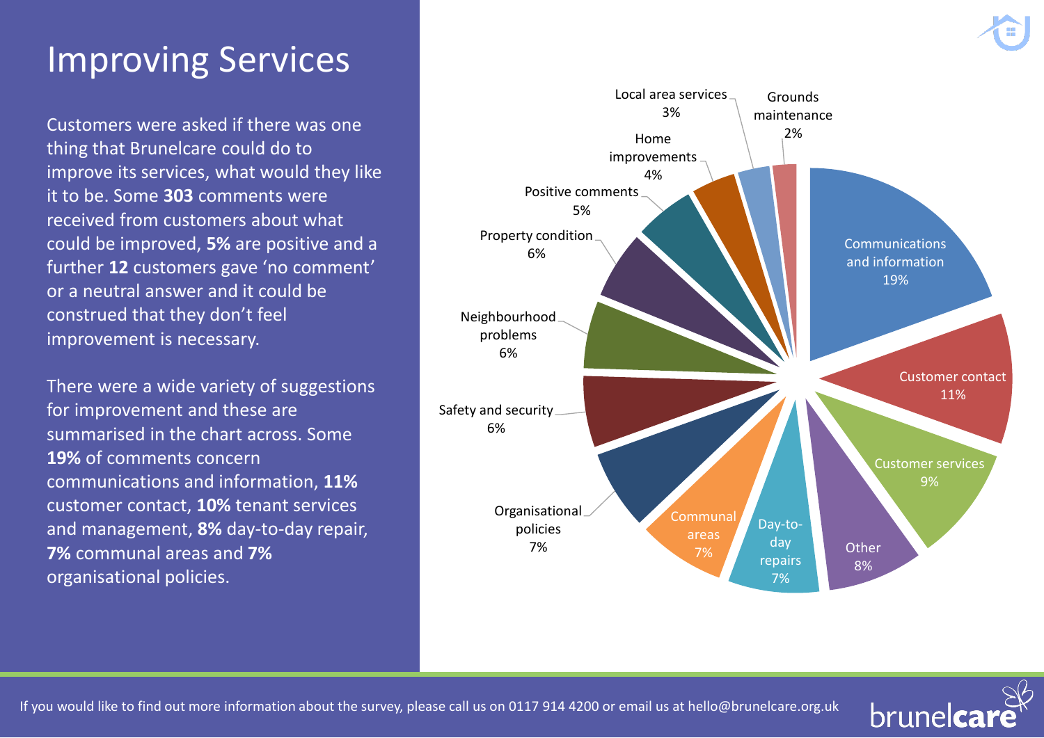# Improving Services

Customers were asked if there was one thing that Brunelcare could do to improve its services, what would they like it to be. Some **303** comments were received from customers about what could be improved, **5%** are positive and a further **12** customers gave 'no comment' or a neutral answer and it could be construed that they don't feel improvement is necessary.

There were a wide variety of suggestions for improvement and these are summarised in the chart across. Some **19%** of comments concern communications and information, **11%** customer contact, **10%** tenant services and management, **8%** day-to-day repair, **7%** communal areas and **7%** organisational policies.

Communications and information 19%
Customer contact 11%
Customer services 9%
Other 8%
Day-to-day repairs 7%
Communal areas 7%
Organisational policies 7%
Safety and security 6%
Neighbourhood problems 6%
Property condition 6%
Positive comments 5%
Home improvements 4%
Local area services 3%
Grounds maintenance 2%

If you would like to find out more information about the survey, please call us on 0117 914 4200 or email us at hello@brunelcare.org.uk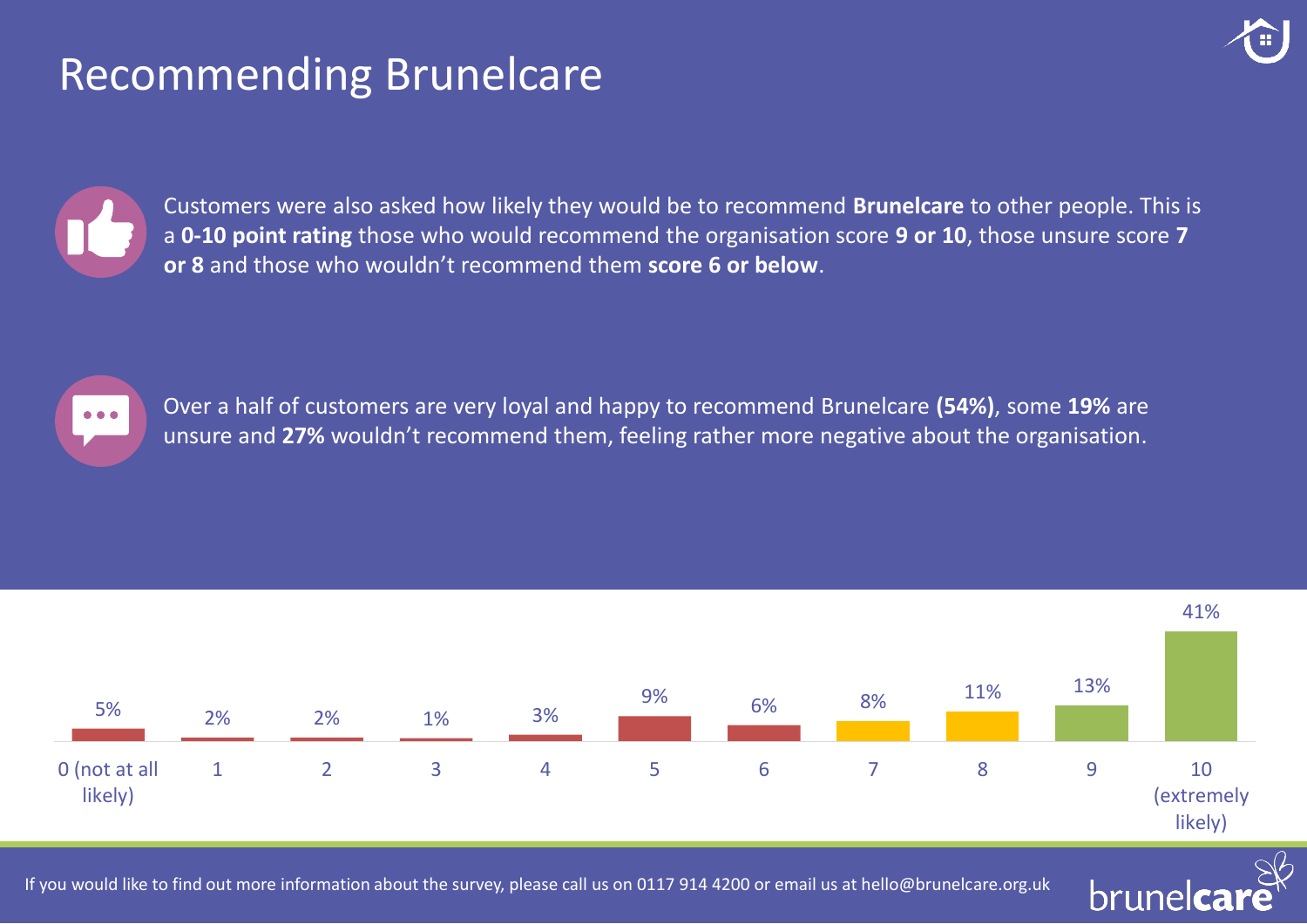# Recommending Brunelcare

Customers were also asked how likely they would be to recommend **Brunelcare** to other people. This is a **0-10 point rating** those who would recommend the organisation score **9 or 10**, those unsure score **7 or 8** and those who wouldn't recommend them **score 6 or below**.

Over a half of customers are very loyal and happy to recommend Brunelcare **(54%)**, some **19%** are unsure and **27%** wouldn't recommend them, feeling rather more negative about the organisation.

5%
2%
2%
1%
3%
9%
6%
8%
11%
13%
41%

0 (not at all likely)
1
2
3
4
5
6
7
8
9
10 (extremely likely)

If you would like to find out more information about the survey, please call us on 0117 914 4200 or email us at hello@brunelcare.org.uk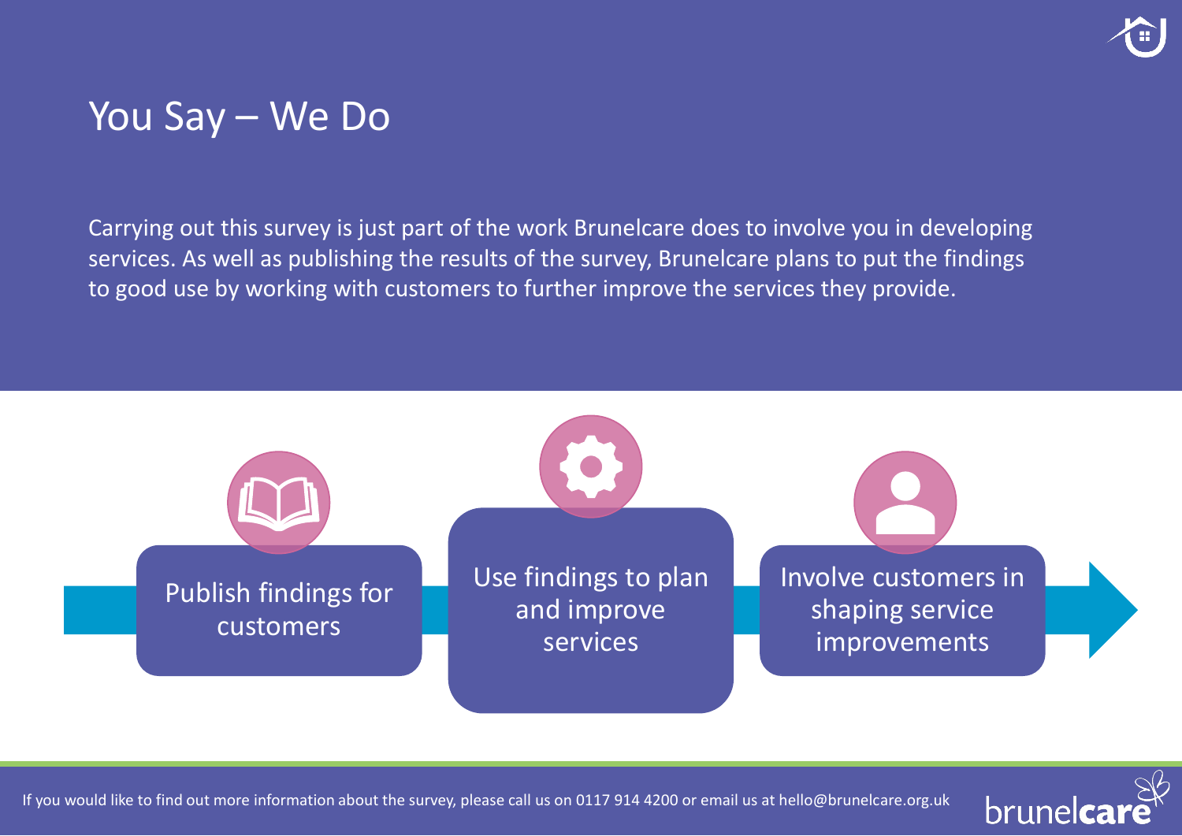# You Say – We Do

Carrying out this survey is just part of the work Brunelcare does to involve you in developing services. As well as publishing the results of the survey, Brunelcare plans to put the findings to good use by working with customers to further improve the services they provide.

Publish findings for customers

Use findings to plan and improve services

Involve customers in shaping service improvements

If you would like to find out more information about the survey, please call us on 0117 914 4200 or email us at hello@brunelcare.org.uk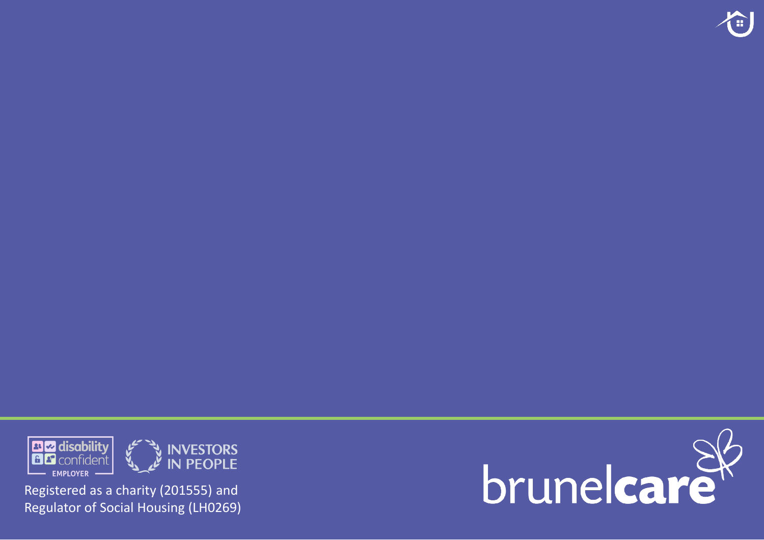Registered as a charity (201555) and Regulator of Social Housing (LH0269)